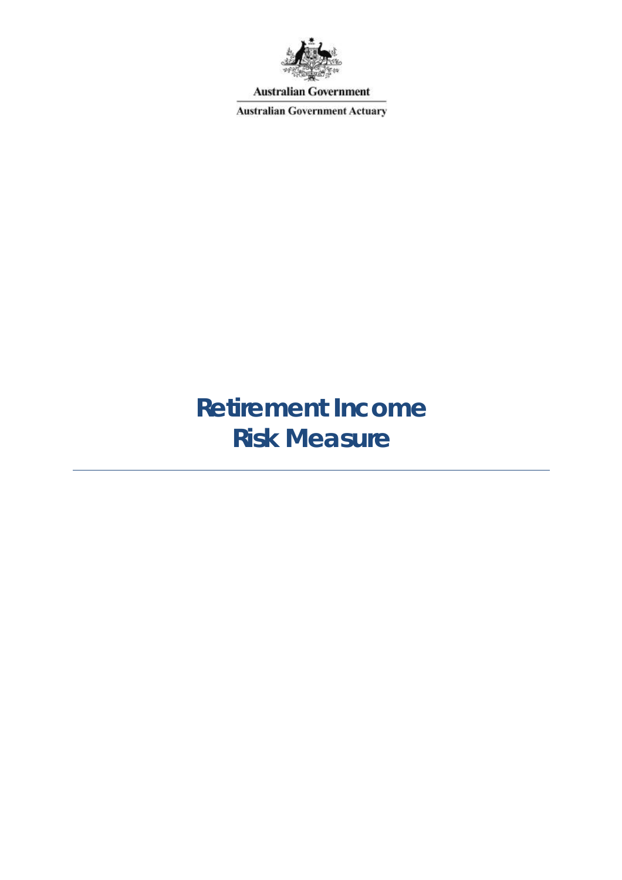Australian Government

Australian Government Actuary

# Retirement Income Risk Measure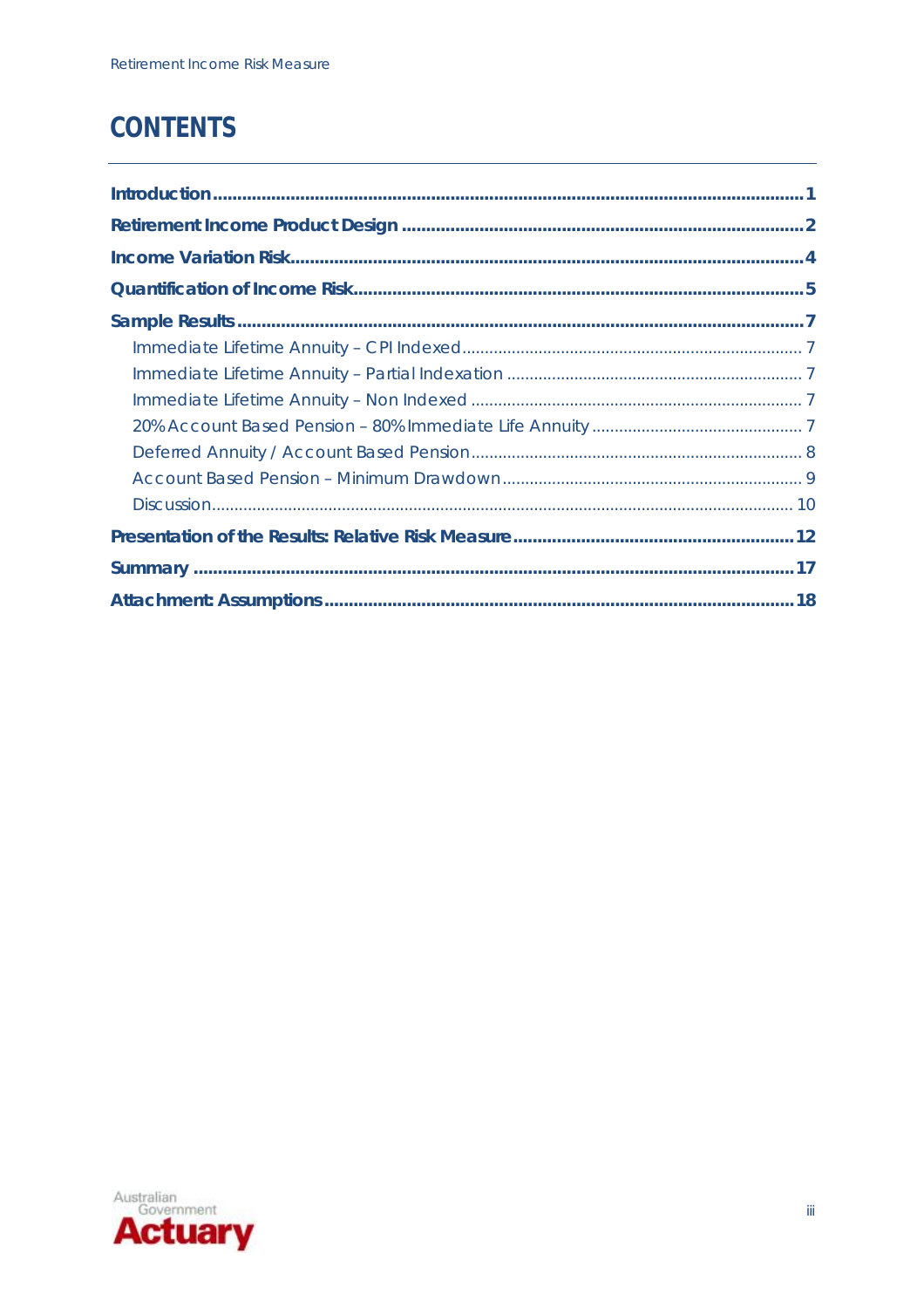# CONTENTS

- **Introduction** ........ 1
- **Retirement Income Product Design** ........ 2
- **Income Variation Risk** ........ 4
- **Quantification of Income Risk** ........ 5
- **Sample Results** ........ 7
    - Immediate Lifetime Annuity – CPI Indexed ........ 7
    - Immediate Lifetime Annuity – Partial Indexation ........ 7
    - Immediate Lifetime Annuity – Non Indexed ........ 7
    - 20% Account Based Pension – 80% Immediate Life Annuity ........ 7
    - Deferred Annuity / Account Based Pension ........ 8
    - Account Based Pension – Minimum Drawdown ........ 9
    - Discussion ........ 10
- **Presentation of the Results: Relative Risk Measure** ........ 12
- **Summary** ........ 17
- **Attachment: Assumptions** ........ 18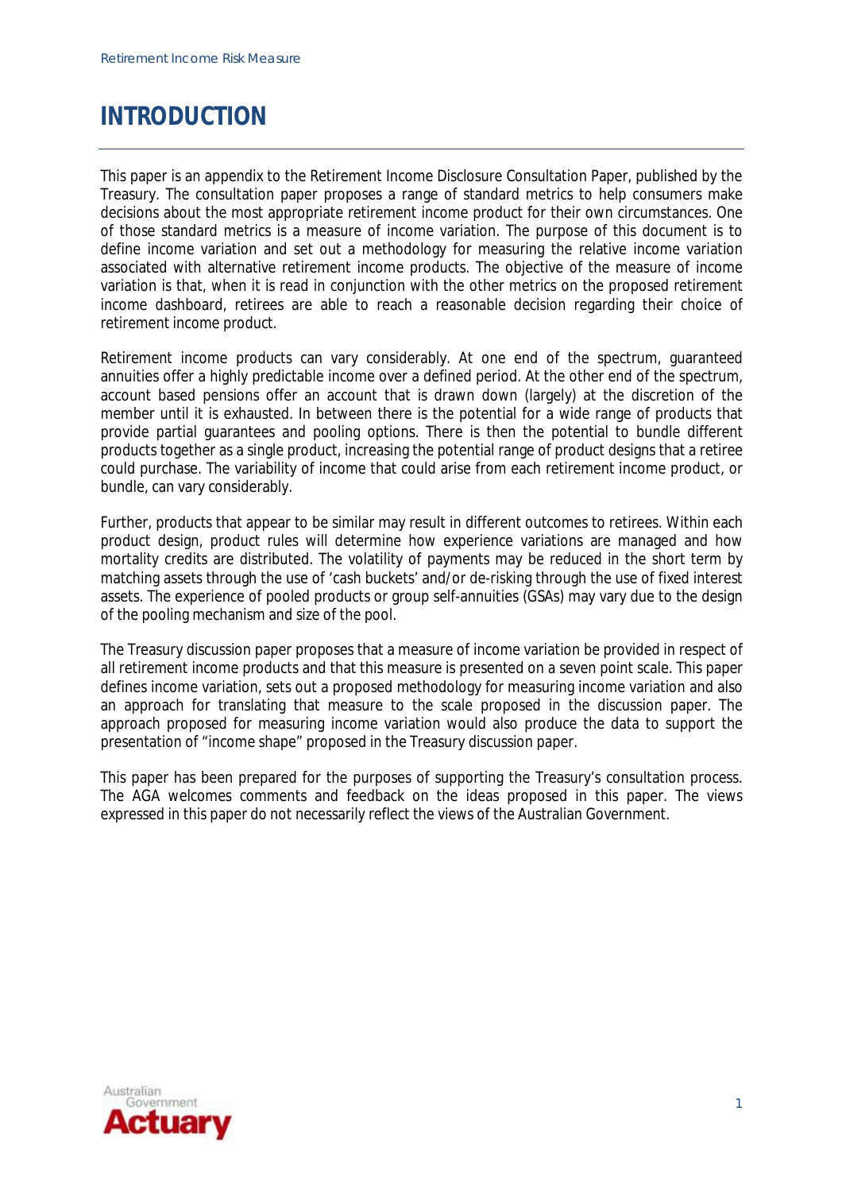# INTRODUCTION

This paper is an appendix to the Retirement Income Disclosure Consultation Paper, published by the Treasury. The consultation paper proposes a range of standard metrics to help consumers make decisions about the most appropriate retirement income product for their own circumstances. One of those standard metrics is a measure of income variation. The purpose of this document is to define income variation and set out a methodology for measuring the relative income variation associated with alternative retirement income products. The objective of the measure of income variation is that, when it is read in conjunction with the other metrics on the proposed retirement income dashboard, retirees are able to reach a reasonable decision regarding their choice of retirement income product.

Retirement income products can vary considerably. At one end of the spectrum, guaranteed annuities offer a highly predictable income over a defined period. At the other end of the spectrum, account based pensions offer an account that is drawn down (largely) at the discretion of the member until it is exhausted. In between there is the potential for a wide range of products that provide partial guarantees and pooling options. There is then the potential to bundle different products together as a single product, increasing the potential range of product designs that a retiree could purchase. The variability of income that could arise from each retirement income product, or bundle, can vary considerably.

Further, products that appear to be similar may result in different outcomes to retirees. Within each product design, product rules will determine how experience variations are managed and how mortality credits are distributed. The volatility of payments may be reduced in the short term by matching assets through the use of 'cash buckets' and/or de-risking through the use of fixed interest assets. The experience of pooled products or group self-annuities (GSAs) may vary due to the design of the pooling mechanism and size of the pool.

The Treasury discussion paper proposes that a measure of income variation be provided in respect of all retirement income products and that this measure is presented on a seven point scale. This paper defines income variation, sets out a proposed methodology for measuring income variation and also an approach for translating that measure to the scale proposed in the discussion paper. The approach proposed for measuring income variation would also produce the data to support the presentation of "income shape" proposed in the Treasury discussion paper.

This paper has been prepared for the purposes of supporting the Treasury's consultation process. The AGA welcomes comments and feedback on the ideas proposed in this paper. The views expressed in this paper do not necessarily reflect the views of the Australian Government.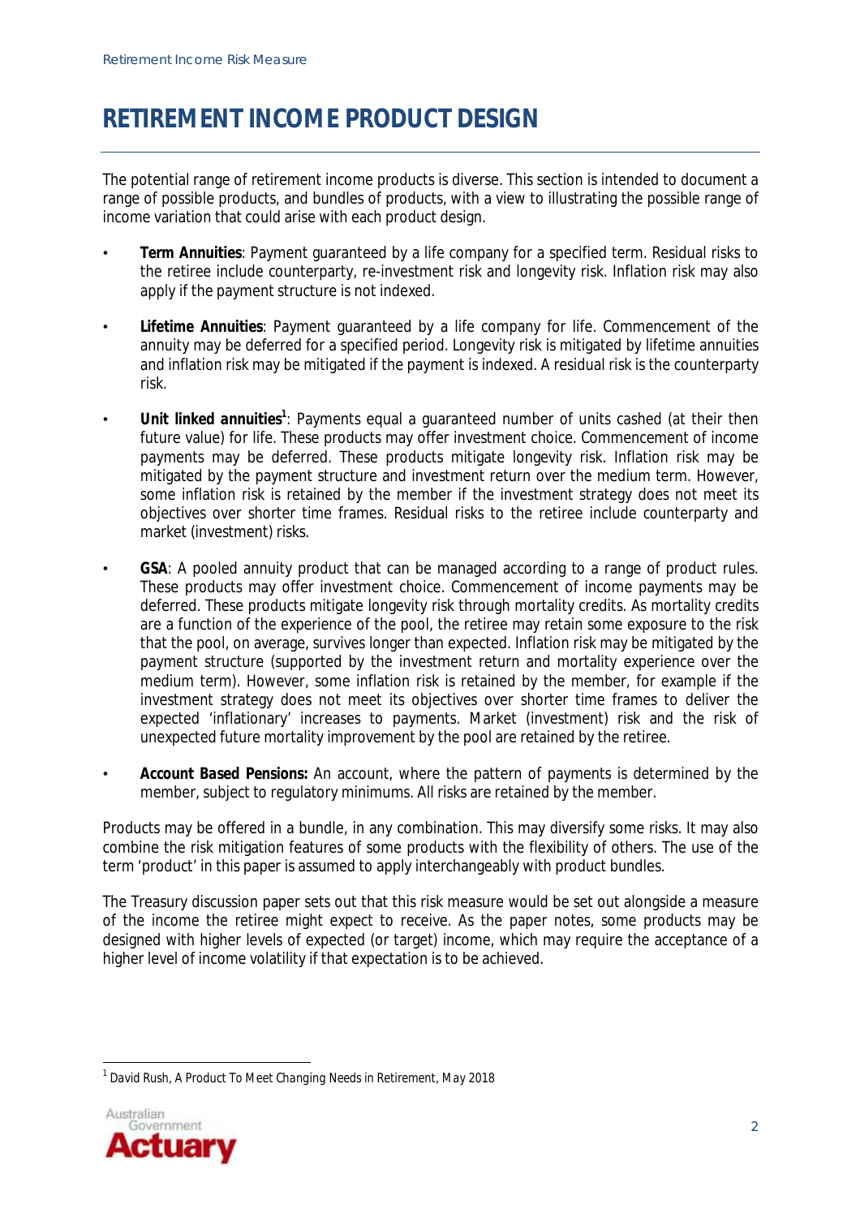# RETIREMENT INCOME PRODUCT DESIGN

The potential range of retirement income products is diverse. This section is intended to document a range of possible products, and bundles of products, with a view to illustrating the possible range of income variation that could arise with each product design.

- **Term Annuities**: Payment guaranteed by a life company for a specified term. Residual risks to the retiree include counterparty, re-investment risk and longevity risk. Inflation risk may also apply if the payment structure is not indexed.

- **Lifetime Annuities**: Payment guaranteed by a life company for life. Commencement of the annuity may be deferred for a specified period. Longevity risk is mitigated by lifetime annuities and inflation risk may be mitigated if the payment is indexed. A residual risk is the counterparty risk.

- **Unit linked annuities**[1]: Payments equal a guaranteed number of units cashed (at their then future value) for life. These products may offer investment choice. Commencement of income payments may be deferred. These products mitigate longevity risk. Inflation risk may be mitigated by the payment structure and investment return over the medium term. However, some inflation risk is retained by the member if the investment strategy does not meet its objectives over shorter time frames. Residual risks to the retiree include counterparty and market (investment) risks.

- **GSA**: A pooled annuity product that can be managed according to a range of product rules. These products may offer investment choice. Commencement of income payments may be deferred. These products mitigate longevity risk through mortality credits. As mortality credits are a function of the experience of the pool, the retiree may retain some exposure to the risk that the pool, on average, survives longer than expected. Inflation risk may be mitigated by the payment structure (supported by the investment return and mortality experience over the medium term). However, some inflation risk is retained by the member, for example if the investment strategy does not meet its objectives over shorter time frames to deliver the expected 'inflationary' increases to payments. Market (investment) risk and the risk of unexpected future mortality improvement by the pool are retained by the retiree.

- **Account Based Pensions:** An account, where the pattern of payments is determined by the member, subject to regulatory minimums. All risks are retained by the member.

Products may be offered in a bundle, in any combination. This may diversify some risks. It may also combine the risk mitigation features of some products with the flexibility of others. The use of the term 'product' in this paper is assumed to apply interchangeably with product bundles.

The Treasury discussion paper sets out that this risk measure would be set out alongside a measure of the income the retiree might expect to receive. As the paper notes, some products may be designed with higher levels of expected (or target) income, which may require the acceptance of a higher level of income volatility if that expectation is to be achieved.

[1] David Rush, *A Product To Meet Changing Needs in Retirement*, May 2018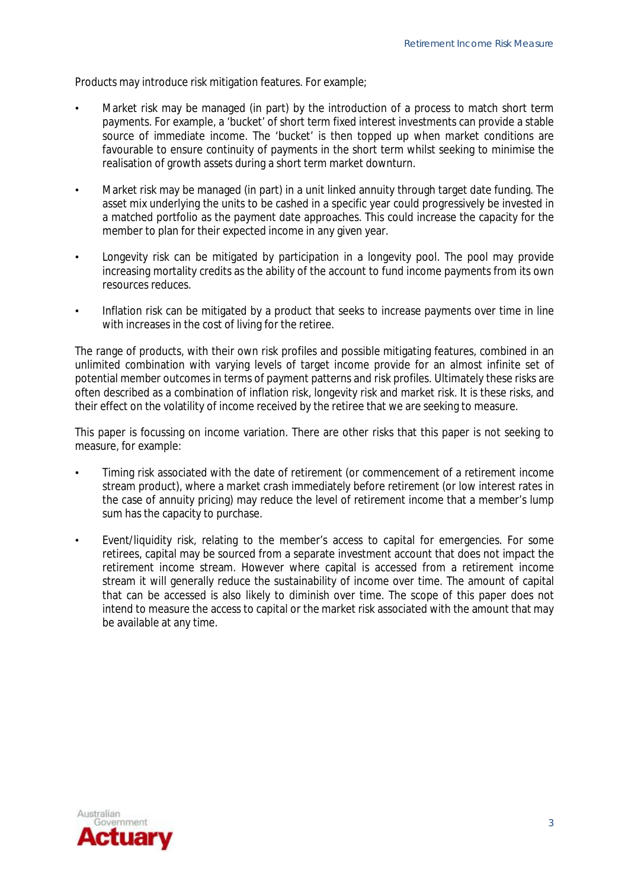Products may introduce risk mitigation features. For example;

- Market risk may be managed (in part) by the introduction of a process to match short term payments. For example, a 'bucket' of short term fixed interest investments can provide a stable source of immediate income. The 'bucket' is then topped up when market conditions are favourable to ensure continuity of payments in the short term whilst seeking to minimise the realisation of growth assets during a short term market downturn.

- Market risk may be managed (in part) in a unit linked annuity through target date funding. The asset mix underlying the units to be cashed in a specific year could progressively be invested in a matched portfolio as the payment date approaches. This could increase the capacity for the member to plan for their expected income in any given year.

- Longevity risk can be mitigated by participation in a longevity pool. The pool may provide increasing mortality credits as the ability of the account to fund income payments from its own resources reduces.

- Inflation risk can be mitigated by a product that seeks to increase payments over time in line with increases in the cost of living for the retiree.

The range of products, with their own risk profiles and possible mitigating features, combined in an unlimited combination with varying levels of target income provide for an almost infinite set of potential member outcomes in terms of payment patterns and risk profiles. Ultimately these risks are often described as a combination of inflation risk, longevity risk and market risk. It is these risks, and their effect on the volatility of income received by the retiree that we are seeking to measure.

This paper is focussing on income variation. There are other risks that this paper is not seeking to measure, for example:

- Timing risk associated with the date of retirement (or commencement of a retirement income stream product), where a market crash immediately before retirement (or low interest rates in the case of annuity pricing) may reduce the level of retirement income that a member's lump sum has the capacity to purchase.

- Event/liquidity risk, relating to the member's access to capital for emergencies. For some retirees, capital may be sourced from a separate investment account that does not impact the retirement income stream. However where capital is accessed from a retirement income stream it will generally reduce the sustainability of income over time. The amount of capital that can be accessed is also likely to diminish over time. The scope of this paper does not intend to measure the access to capital or the market risk associated with the amount that may be available at any time.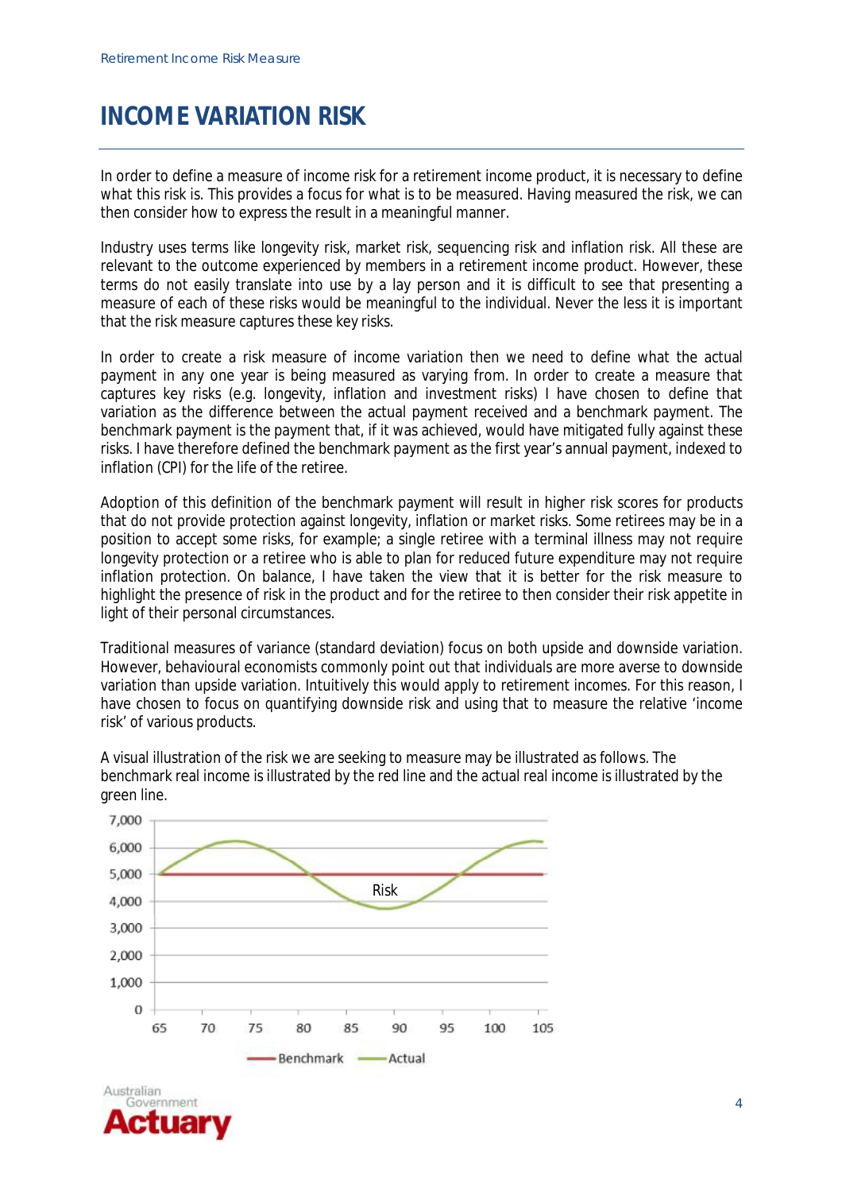# INCOME VARIATION RISK

In order to define a measure of income risk for a retirement income product, it is necessary to define what this risk is. This provides a focus for what is to be measured. Having measured the risk, we can then consider how to express the result in a meaningful manner.

Industry uses terms like longevity risk, market risk, sequencing risk and inflation risk. All these are relevant to the outcome experienced by members in a retirement income product. However, these terms do not easily translate into use by a lay person and it is difficult to see that presenting a measure of each of these risks would be meaningful to the individual. Never the less it is important that the risk measure captures these key risks.

In order to create a risk measure of income variation then we need to define what the actual payment in any one year is being measured as varying from. In order to create a measure that captures key risks (e.g. longevity, inflation and investment risks) I have chosen to define that variation as the difference between the actual payment received and a benchmark payment. The benchmark payment is the payment that, if it was achieved, would have mitigated fully against these risks. I have therefore defined the benchmark payment as the first year's annual payment, indexed to inflation (CPI) for the life of the retiree.

Adoption of this definition of the benchmark payment will result in higher risk scores for products that do not provide protection against longevity, inflation or market risks. Some retirees may be in a position to accept some risks, for example; a single retiree with a terminal illness may not require longevity protection or a retiree who is able to plan for reduced future expenditure may not require inflation protection. On balance, I have taken the view that it is better for the risk measure to highlight the presence of risk in the product and for the retiree to then consider their risk appetite in light of their personal circumstances.

Traditional measures of variance (standard deviation) focus on both upside and downside variation. However, behavioural economists commonly point out that individuals are more averse to downside variation than upside variation. Intuitively this would apply to retirement incomes. For this reason, I have chosen to focus on quantifying downside risk and using that to measure the relative 'income risk' of various products.

A visual illustration of the risk we are seeking to measure may be illustrated as follows. The benchmark real income is illustrated by the red line and the actual real income is illustrated by the green line.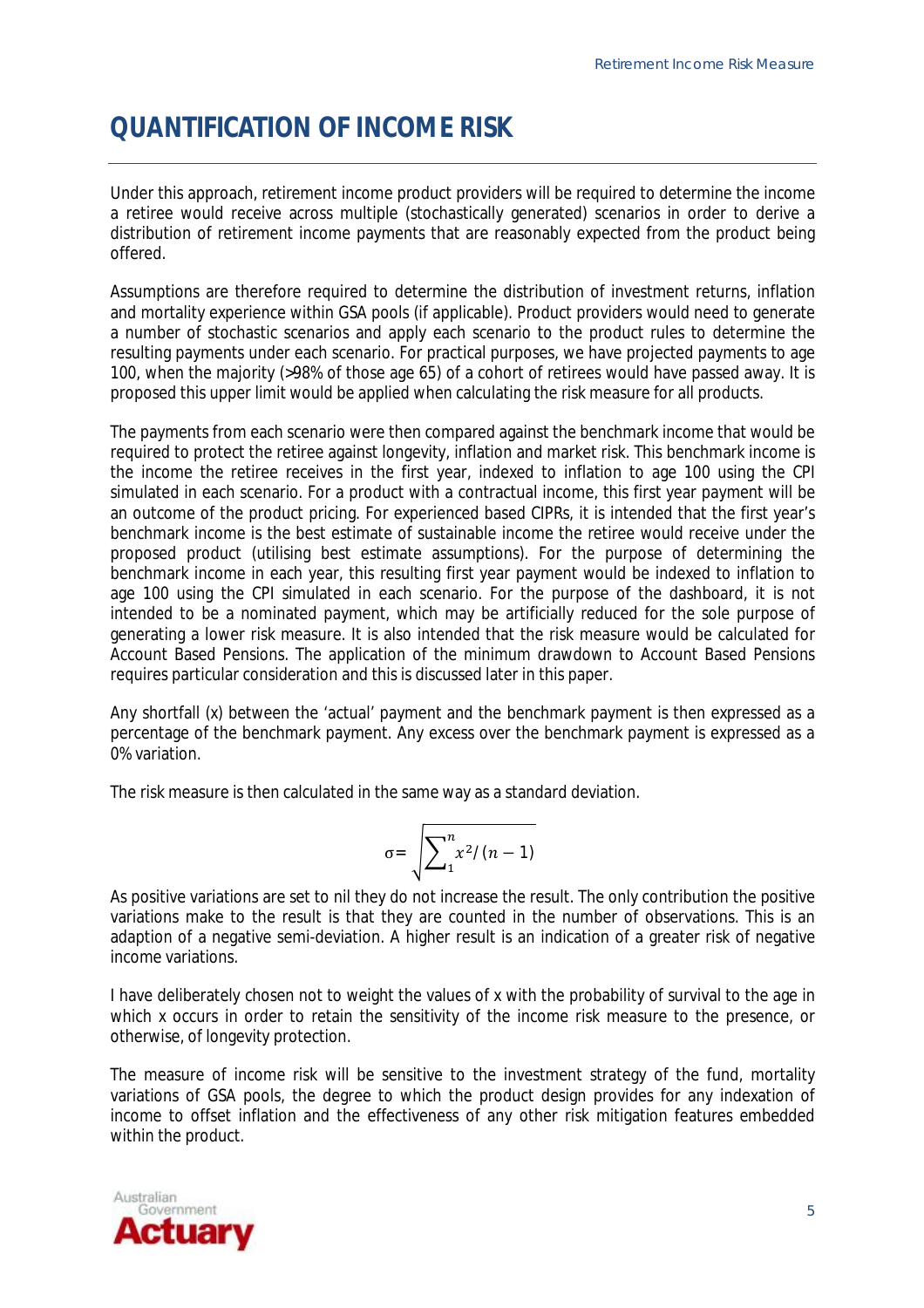# QUANTIFICATION OF INCOME RISK

Under this approach, retirement income product providers will be required to determine the income a retiree would receive across multiple (stochastically generated) scenarios in order to derive a distribution of retirement income payments that are reasonably expected from the product being offered.

Assumptions are therefore required to determine the distribution of investment returns, inflation and mortality experience within GSA pools (if applicable). Product providers would need to generate a number of stochastic scenarios and apply each scenario to the product rules to determine the resulting payments under each scenario. For practical purposes, we have projected payments to age 100, when the majority (>98% of those age 65) of a cohort of retirees would have passed away. It is proposed this upper limit would be applied when calculating the risk measure for all products.

The payments from each scenario were then compared against the benchmark income that would be required to protect the retiree against longevity, inflation and market risk. This benchmark income is the income the retiree receives in the first year, indexed to inflation to age 100 using the CPI simulated in each scenario. For a product with a contractual income, this first year payment will be an outcome of the product pricing. For experienced based CIPRs, it is intended that the first year's benchmark income is the best estimate of sustainable income the retiree would receive under the proposed product (utilising best estimate assumptions). For the purpose of determining the benchmark income in each year, this resulting first year payment would be indexed to inflation to age 100 using the CPI simulated in each scenario. For the purpose of the dashboard, it is not intended to be a nominated payment, which may be artificially reduced for the sole purpose of generating a lower risk measure. It is also intended that the risk measure would be calculated for Account Based Pensions. The application of the minimum drawdown to Account Based Pensions requires particular consideration and this is discussed later in this paper.

Any shortfall (x) between the 'actual' payment and the benchmark payment is then expressed as a percentage of the benchmark payment. Any excess over the benchmark payment is expressed as a 0% variation.

The risk measure is then calculated in the same way as a standard deviation.

$$\sigma = \sqrt{\sum_{1}^{n} x^2 / (n-1)}$$

As positive variations are set to nil they do not increase the result. The only contribution the positive variations make to the result is that they are counted in the number of observations. This is an adaption of a negative semi-deviation. A higher result is an indication of a greater risk of negative income variations.

I have deliberately chosen not to weight the values of x with the probability of survival to the age in which x occurs in order to retain the sensitivity of the income risk measure to the presence, or otherwise, of longevity protection.

The measure of income risk will be sensitive to the investment strategy of the fund, mortality variations of GSA pools, the degree to which the product design provides for any indexation of income to offset inflation and the effectiveness of any other risk mitigation features embedded within the product.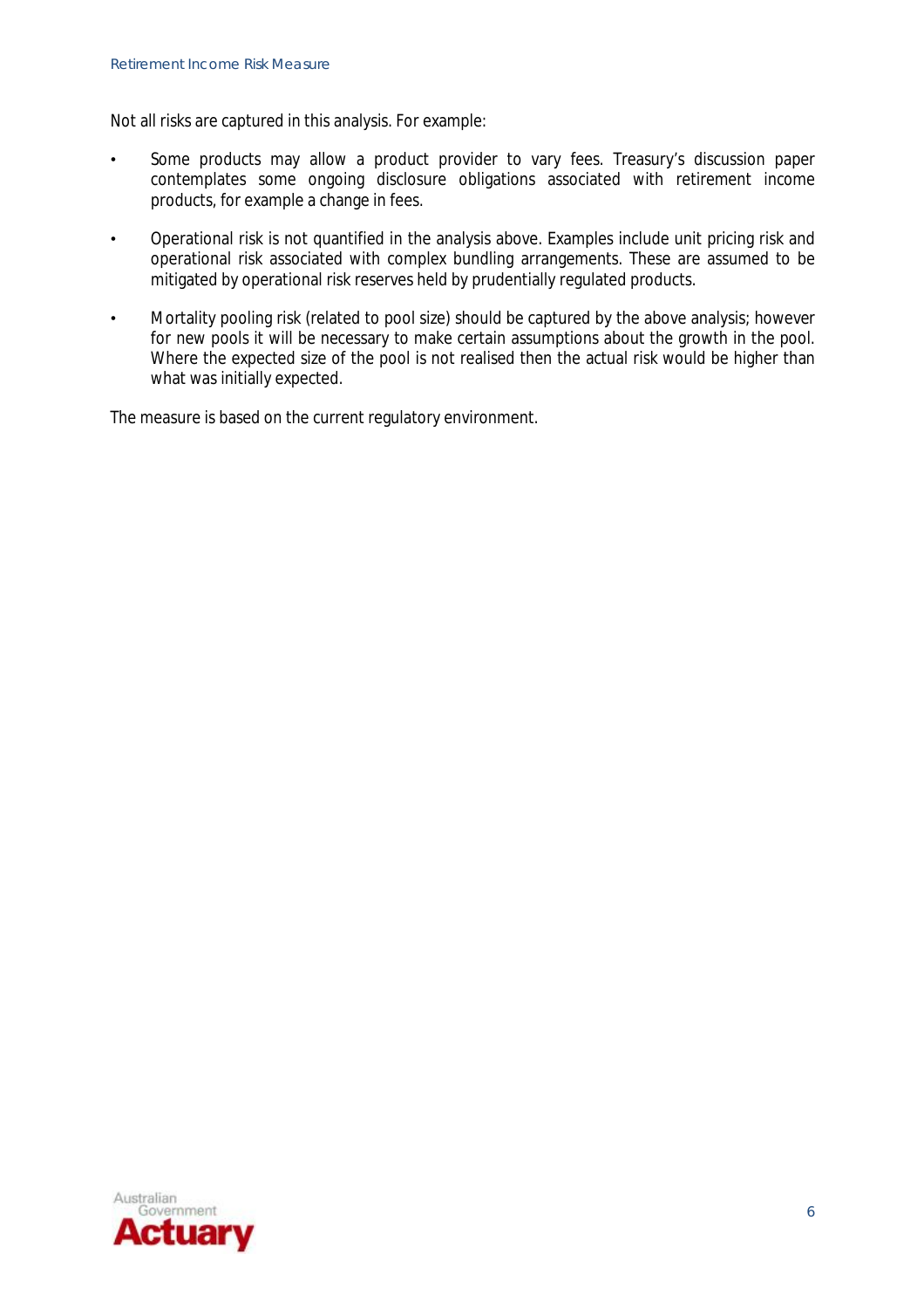Not all risks are captured in this analysis. For example:

- Some products may allow a product provider to vary fees. Treasury's discussion paper contemplates some ongoing disclosure obligations associated with retirement income products, for example a change in fees.
- Operational risk is not quantified in the analysis above. Examples include unit pricing risk and operational risk associated with complex bundling arrangements. These are assumed to be mitigated by operational risk reserves held by prudentially regulated products.
- Mortality pooling risk (related to pool size) should be captured by the above analysis; however for new pools it will be necessary to make certain assumptions about the growth in the pool. Where the expected size of the pool is not realised then the actual risk would be higher than what was initially expected.

The measure is based on the current regulatory environment.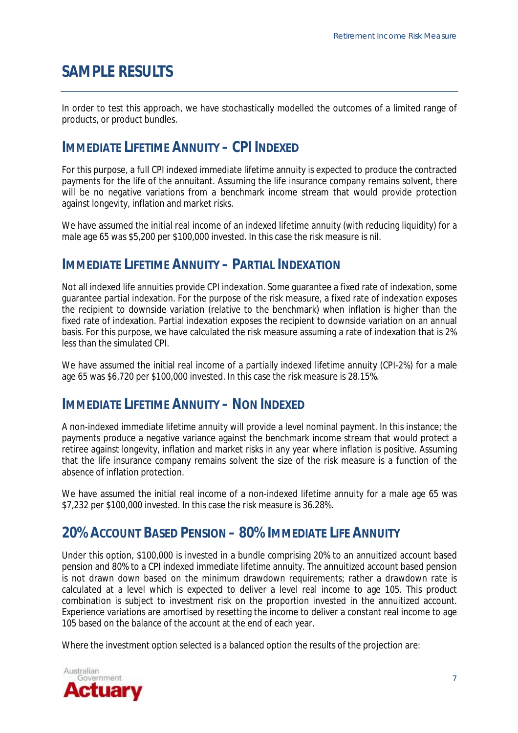# SAMPLE RESULTS

In order to test this approach, we have stochastically modelled the outcomes of a limited range of products, or product bundles.

## IMMEDIATE LIFETIME ANNUITY – CPI INDEXED

For this purpose, a full CPI indexed immediate lifetime annuity is expected to produce the contracted payments for the life of the annuitant. Assuming the life insurance company remains solvent, there will be no negative variations from a benchmark income stream that would provide protection against longevity, inflation and market risks.

We have assumed the initial real income of an indexed lifetime annuity (with reducing liquidity) for a male age 65 was $5,200 per $100,000 invested. In this case the risk measure is nil.

## IMMEDIATE LIFETIME ANNUITY – PARTIAL INDEXATION

Not all indexed life annuities provide CPI indexation. Some guarantee a fixed rate of indexation, some guarantee partial indexation. For the purpose of the risk measure, a fixed rate of indexation exposes the recipient to downside variation (relative to the benchmark) when inflation is higher than the fixed rate of indexation. Partial indexation exposes the recipient to downside variation on an annual basis. For this purpose, we have calculated the risk measure assuming a rate of indexation that is 2% less than the simulated CPI.

We have assumed the initial real income of a partially indexed lifetime annuity (CPI-2%) for a male age 65 was $6,720 per $100,000 invested. In this case the risk measure is 28.15%.

## IMMEDIATE LIFETIME ANNUITY – NON INDEXED

A non-indexed immediate lifetime annuity will provide a level nominal payment. In this instance; the payments produce a negative variance against the benchmark income stream that would protect a retiree against longevity, inflation and market risks in any year where inflation is positive. Assuming that the life insurance company remains solvent the size of the risk measure is a function of the absence of inflation protection.

We have assumed the initial real income of a non-indexed lifetime annuity for a male age 65 was $7,232 per $100,000 invested. In this case the risk measure is 36.28%.

## 20% ACCOUNT BASED PENSION – 80% IMMEDIATE LIFE ANNUITY

Under this option, $100,000 is invested in a bundle comprising 20% to an annuitized account based pension and 80% to a CPI indexed immediate lifetime annuity. The annuitized account based pension is not drawn down based on the minimum drawdown requirements; rather a drawdown rate is calculated at a level which is expected to deliver a level real income to age 105. This product combination is subject to investment risk on the proportion invested in the annuitized account. Experience variations are amortised by resetting the income to deliver a constant real income to age 105 based on the balance of the account at the end of each year.

Where the investment option selected is a balanced option the results of the projection are: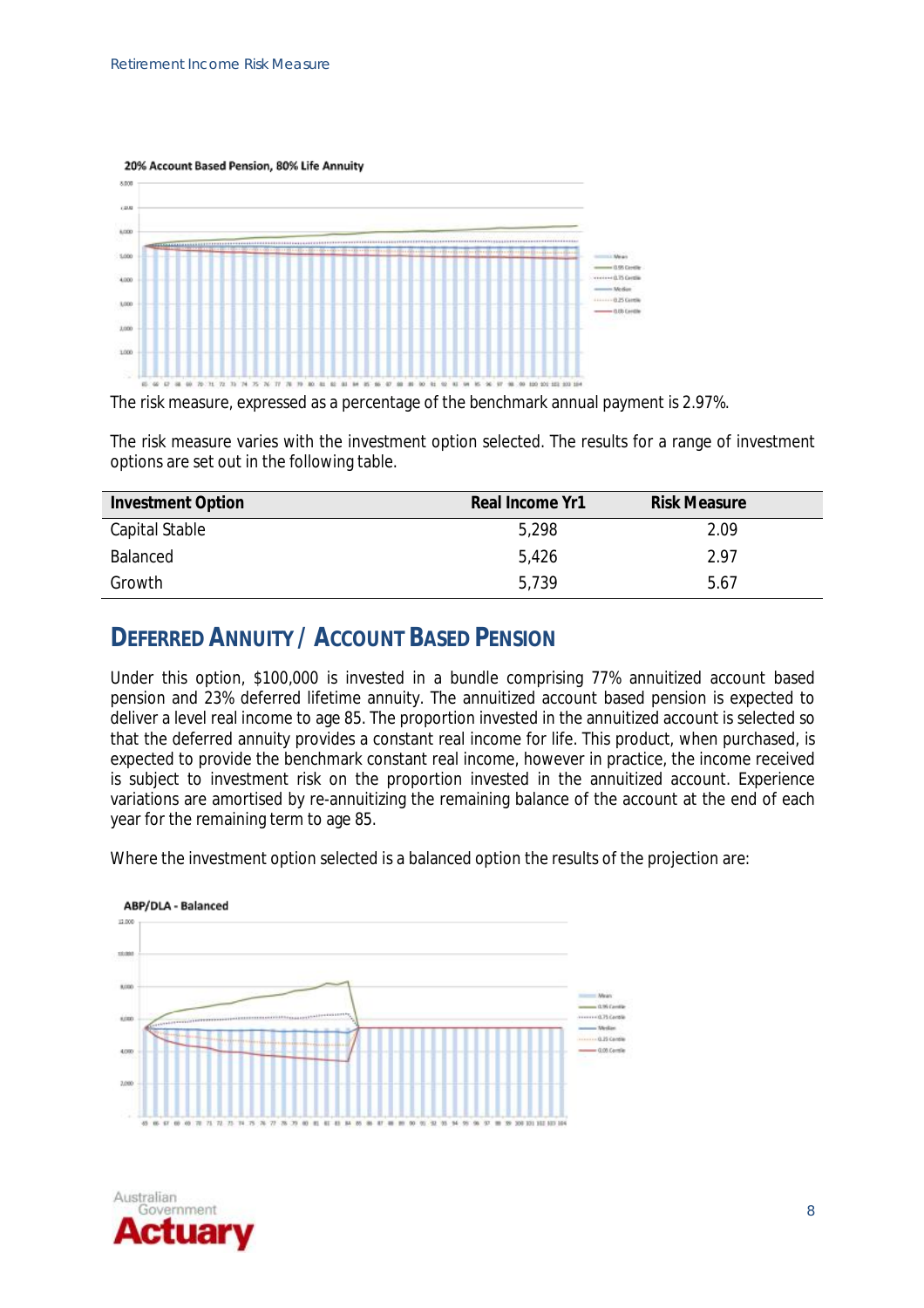20% Account Based Pension, 80% Life Annuity

The risk measure, expressed as a percentage of the benchmark annual payment is 2.97%.

The risk measure varies with the investment option selected. The results for a range of investment options are set out in the following table.

| Investment Option | Real Income Yr1 | Risk Measure |
|---|---|---|
| Capital Stable | 5,298 | 2.09 |
| Balanced | 5,426 | 2.97 |
| Growth | 5,739 | 5.67 |

## Deferred Annuity / Account Based Pension

Under this option, $100,000 is invested in a bundle comprising 77% annuitized account based pension and 23% deferred lifetime annuity. The annuitized account based pension is expected to deliver a level real income to age 85. The proportion invested in the annuitized account is selected so that the deferred annuity provides a constant real income for life. This product, when purchased, is expected to provide the benchmark constant real income, however in practice, the income received is subject to investment risk on the proportion invested in the annuitized account. Experience variations are amortised by re-annuitizing the remaining balance of the account at the end of each year for the remaining term to age 85.

Where the investment option selected is a balanced option the results of the projection are:

ABP/DLA - Balanced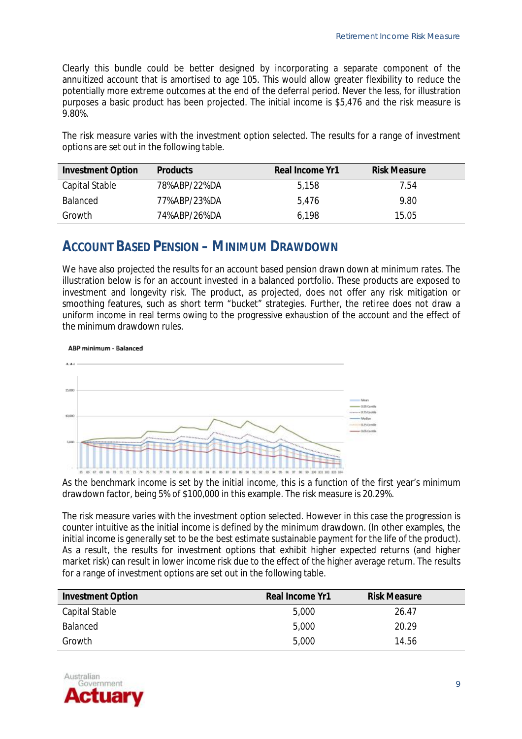Clearly this bundle could be better designed by incorporating a separate component of the annuitized account that is amortised to age 105. This would allow greater flexibility to reduce the potentially more extreme outcomes at the end of the deferral period. Never the less, for illustration purposes a basic product has been projected. The initial income is $5,476 and the risk measure is 9.80%.

The risk measure varies with the investment option selected. The results for a range of investment options are set out in the following table.

| Investment Option | Products | Real Income Yr1 | Risk Measure |
|---|---|---|---|
| Capital Stable | 78%ABP/22%DA | 5,158 | 7.54 |
| Balanced | 77%ABP/23%DA | 5,476 | 9.80 |
| Growth | 74%ABP/26%DA | 6,198 | 15.05 |

## Account Based Pension – Minimum Drawdown

We have also projected the results for an account based pension drawn down at minimum rates. The illustration below is for an account invested in a balanced portfolio. These products are exposed to investment and longevity risk. The product, as projected, does not offer any risk mitigation or smoothing features, such as short term "bucket" strategies. Further, the retiree does not draw a uniform income in real terms owing to the progressive exhaustion of the account and the effect of the minimum drawdown rules.

ABP minimum - Balanced

As the benchmark income is set by the initial income, this is a function of the first year's minimum drawdown factor, being 5% of $100,000 in this example. The risk measure is 20.29%.

The risk measure varies with the investment option selected. However in this case the progression is counter intuitive as the initial income is defined by the minimum drawdown. (In other examples, the initial income is generally set to be the best estimate sustainable payment for the life of the product). As a result, the results for investment options that exhibit higher expected returns (and higher market risk) can result in lower income risk due to the effect of the higher average return. The results for a range of investment options are set out in the following table.

| Investment Option | Real Income Yr1 | Risk Measure |
|---|---|---|
| Capital Stable | 5,000 | 26.47 |
| Balanced | 5,000 | 20.29 |
| Growth | 5,000 | 14.56 |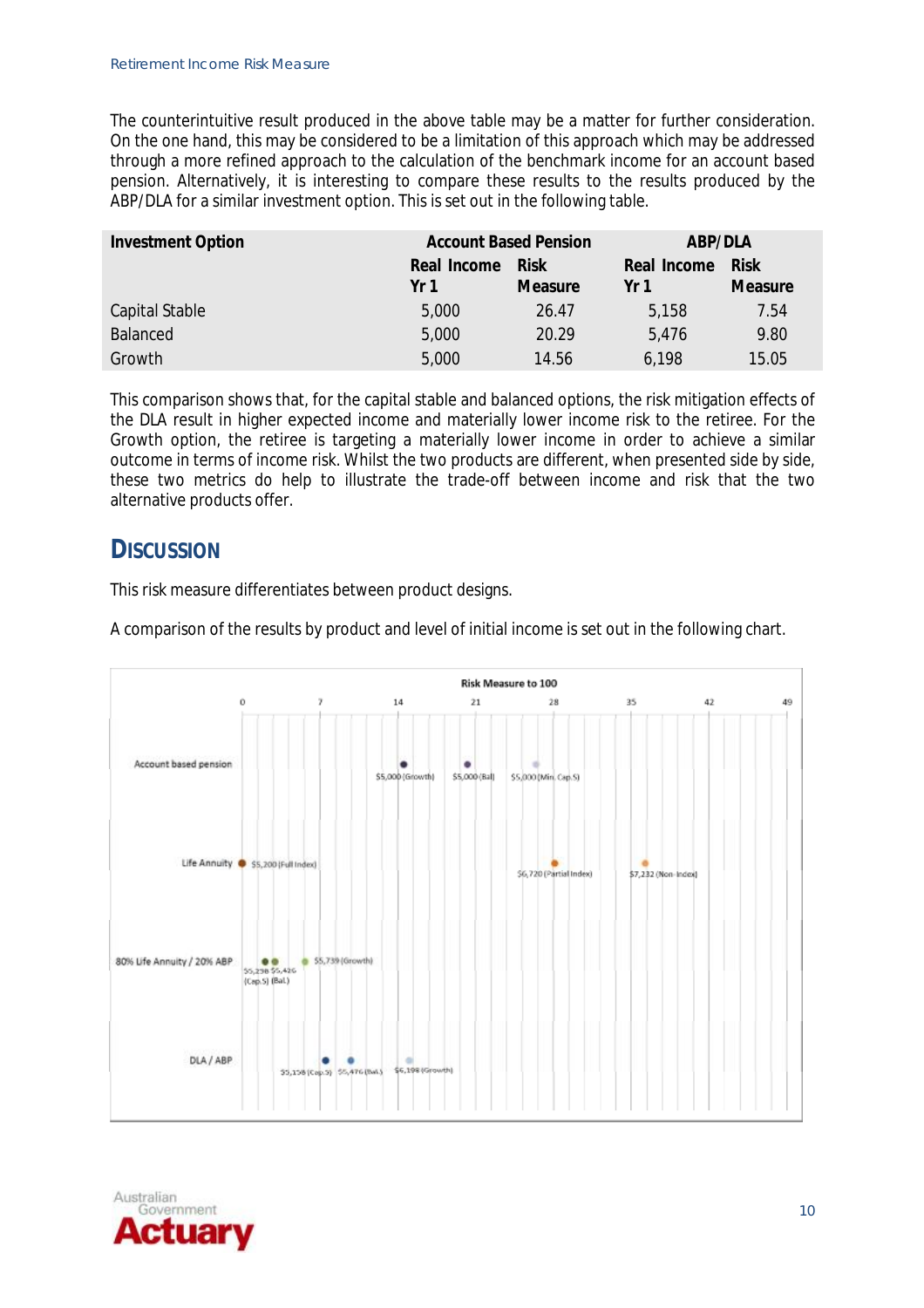The counterintuitive result produced in the above table may be a matter for further consideration. On the one hand, this may be considered to be a limitation of this approach which may be addressed through a more refined approach to the calculation of the benchmark income for an account based pension. Alternatively, it is interesting to compare these results to the results produced by the ABP/DLA for a similar investment option. This is set out in the following table.

| Investment Option | Account Based Pension | | ABP/DLA | |
|---|---|---|---|---|
| | Real Income Yr 1 | Risk Measure | Real Income Yr 1 | Risk Measure |
| Capital Stable | 5,000 | 26.47 | 5,158 | 7.54 |
| Balanced | 5,000 | 20.29 | 5,476 | 9.80 |
| Growth | 5,000 | 14.56 | 6,198 | 15.05 |

This comparison shows that, for the capital stable and balanced options, the risk mitigation effects of the DLA result in higher expected income and materially lower income risk to the retiree. For the Growth option, the retiree is targeting a materially lower income in order to achieve a similar outcome in terms of income risk. Whilst the two products are different, when presented side by side, these two metrics do help to illustrate the trade-off between income and risk that the two alternative products offer.

## Discussion

This risk measure differentiates between product designs.

A comparison of the results by product and level of initial income is set out in the following chart.

Risk Measure to 100

0 7 14 21 28 35 42 49

Account based pension: $5,000 (Growth), $5,000 (Bal), $5,000 (Min. Cap. S)

Life Annuity: $5,200 (Full Index), $6,720 (Partial Index), $7,232 (Non-Index)

80% Life Annuity / 20% ABP: $5,298 (Cap.S), $5,426 (Bal.), $5,739 (Growth)

DLA / ABP: $5,158 (Cap.S), $5,476 (Bal.), $6,198 (Growth)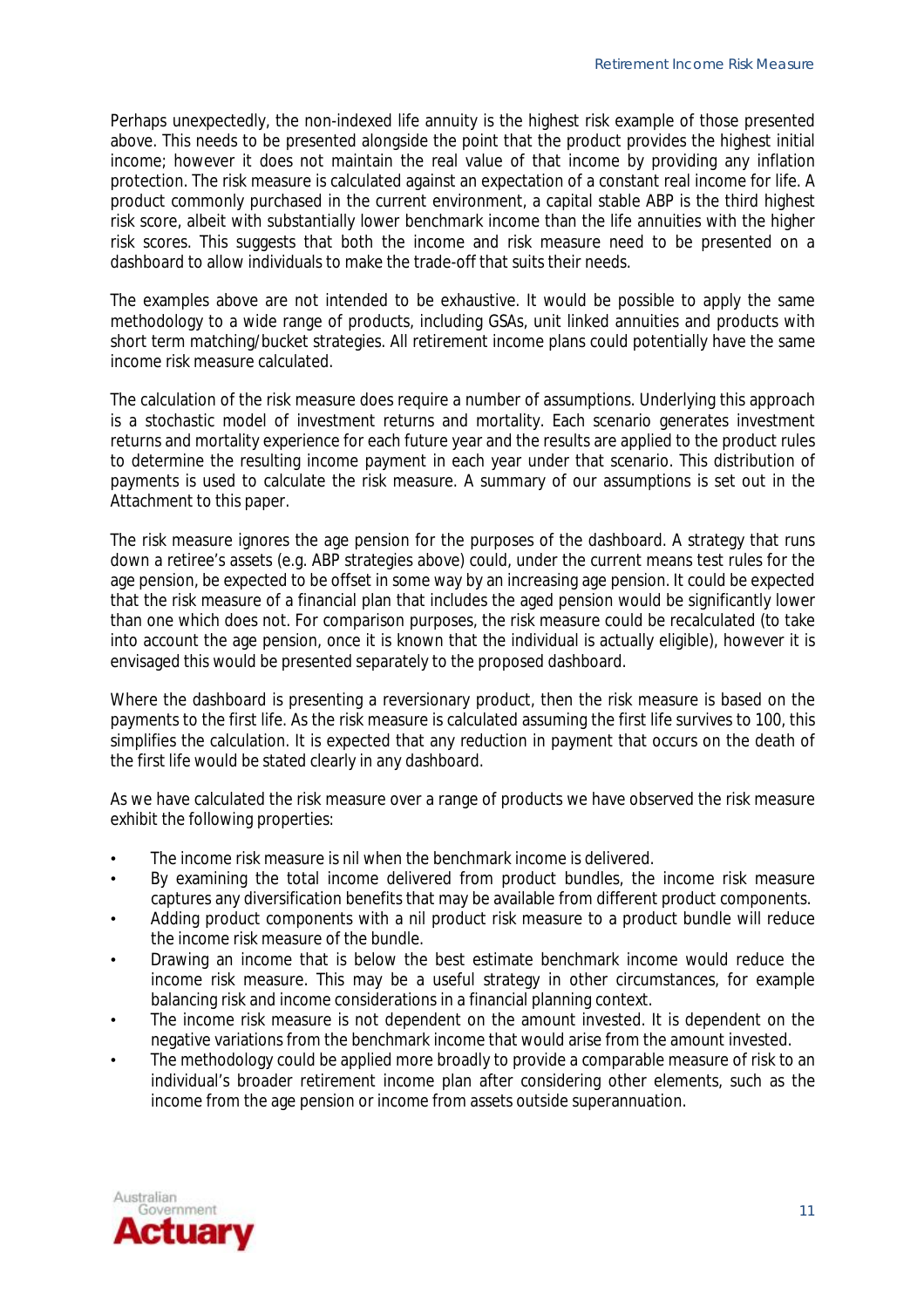Perhaps unexpectedly, the non-indexed life annuity is the highest risk example of those presented above. This needs to be presented alongside the point that the product provides the highest initial income; however it does not maintain the real value of that income by providing any inflation protection. The risk measure is calculated against an expectation of a constant real income for life. A product commonly purchased in the current environment, a capital stable ABP is the third highest risk score, albeit with substantially lower benchmark income than the life annuities with the higher risk scores. This suggests that both the income and risk measure need to be presented on a dashboard to allow individuals to make the trade-off that suits their needs.

The examples above are not intended to be exhaustive. It would be possible to apply the same methodology to a wide range of products, including GSAs, unit linked annuities and products with short term matching/bucket strategies. All retirement income plans could potentially have the same income risk measure calculated.

The calculation of the risk measure does require a number of assumptions. Underlying this approach is a stochastic model of investment returns and mortality. Each scenario generates investment returns and mortality experience for each future year and the results are applied to the product rules to determine the resulting income payment in each year under that scenario. This distribution of payments is used to calculate the risk measure. A summary of our assumptions is set out in the Attachment to this paper.

The risk measure ignores the age pension for the purposes of the dashboard. A strategy that runs down a retiree's assets (e.g. ABP strategies above) could, under the current means test rules for the age pension, be expected to be offset in some way by an increasing age pension. It could be expected that the risk measure of a financial plan that includes the aged pension would be significantly lower than one which does not. For comparison purposes, the risk measure could be recalculated (to take into account the age pension, once it is known that the individual is actually eligible), however it is envisaged this would be presented separately to the proposed dashboard.

Where the dashboard is presenting a reversionary product, then the risk measure is based on the payments to the first life. As the risk measure is calculated assuming the first life survives to 100, this simplifies the calculation. It is expected that any reduction in payment that occurs on the death of the first life would be stated clearly in any dashboard.

As we have calculated the risk measure over a range of products we have observed the risk measure exhibit the following properties:

- The income risk measure is nil when the benchmark income is delivered.
- By examining the total income delivered from product bundles, the income risk measure captures any diversification benefits that may be available from different product components.
- Adding product components with a nil product risk measure to a product bundle will reduce the income risk measure of the bundle.
- Drawing an income that is below the best estimate benchmark income would reduce the income risk measure. This may be a useful strategy in other circumstances, for example balancing risk and income considerations in a financial planning context.
- The income risk measure is not dependent on the amount invested. It is dependent on the negative variations from the benchmark income that would arise from the amount invested.
- The methodology could be applied more broadly to provide a comparable measure of risk to an individual's broader retirement income plan after considering other elements, such as the income from the age pension or income from assets outside superannuation.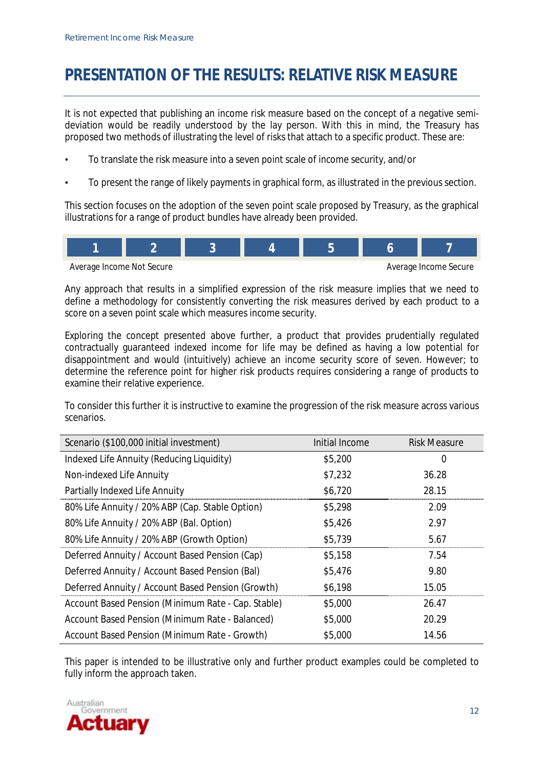# PRESENTATION OF THE RESULTS: RELATIVE RISK MEASURE

It is not expected that publishing an income risk measure based on the concept of a negative semi-deviation would be readily understood by the lay person. With this in mind, the Treasury has proposed two methods of illustrating the level of risks that attach to a specific product. These are:

- To translate the risk measure into a seven point scale of income security, and/or
- To present the range of likely payments in graphical form, as illustrated in the previous section.

This section focuses on the adoption of the seven point scale proposed by Treasury, as the graphical illustrations for a range of product bundles have already been provided.

| 1 | 2 | 3 | 4 | 5 | 6 | 7 |
|---|---|---|---|---|---|---|
| Average Income Not Secure | | | | | | Average Income Secure |

Any approach that results in a simplified expression of the risk measure implies that we need to define a methodology for consistently converting the risk measures derived by each product to a score on a seven point scale which measures income security.

Exploring the concept presented above further, a product that provides prudentially regulated contractually guaranteed indexed income for life may be defined as having a low potential for disappointment and would (intuitively) achieve an income security score of seven. However; to determine the reference point for higher risk products requires considering a range of products to examine their relative experience.

To consider this further it is instructive to examine the progression of the risk measure across various scenarios.

| Scenario ($100,000 initial investment) | Initial Income | Risk Measure |
|---|---|---|
| Indexed Life Annuity (Reducing Liquidity) | $5,200 | 0 |
| Non-indexed Life Annuity | $7,232 | 36.28 |
| Partially Indexed Life Annuity | $6,720 | 28.15 |
| 80% Life Annuity / 20% ABP (Cap. Stable Option) | $5,298 | 2.09 |
| 80% Life Annuity / 20% ABP (Bal. Option) | $5,426 | 2.97 |
| 80% Life Annuity / 20% ABP (Growth Option) | $5,739 | 5.67 |
| Deferred Annuity / Account Based Pension (Cap) | $5,158 | 7.54 |
| Deferred Annuity / Account Based Pension (Bal) | $5,476 | 9.80 |
| Deferred Annuity / Account Based Pension (Growth) | $6,198 | 15.05 |
| Account Based Pension (Minimum Rate - Cap. Stable) | $5,000 | 26.47 |
| Account Based Pension (Minimum Rate - Balanced) | $5,000 | 20.29 |
| Account Based Pension (Minimum Rate - Growth) | $5,000 | 14.56 |

This paper is intended to be illustrative only and further product examples could be completed to fully inform the approach taken.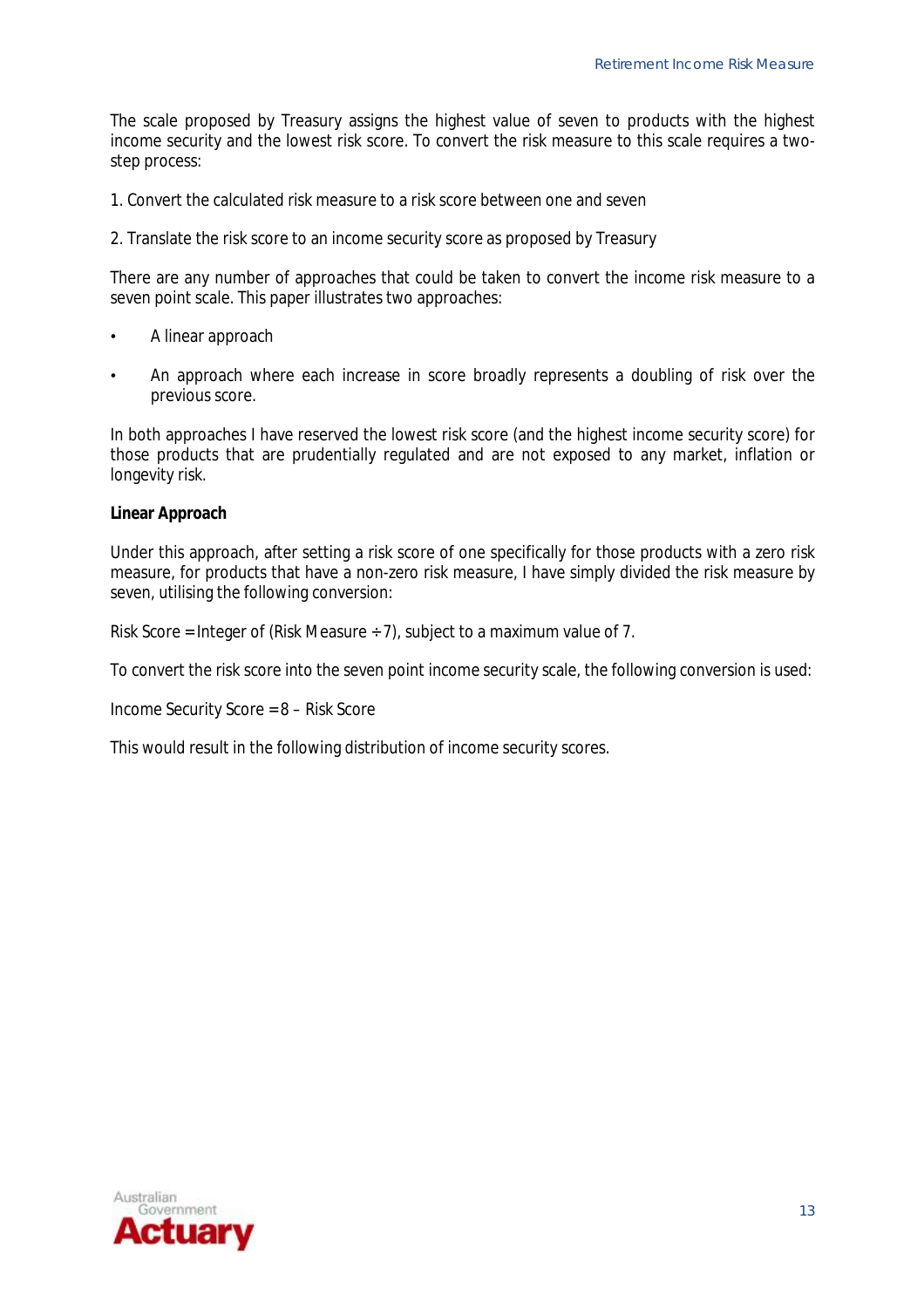The scale proposed by Treasury assigns the highest value of seven to products with the highest income security and the lowest risk score. To convert the risk measure to this scale requires a two-step process:

1. Convert the calculated risk measure to a risk score between one and seven

2. Translate the risk score to an income security score as proposed by Treasury

There are any number of approaches that could be taken to convert the income risk measure to a seven point scale. This paper illustrates two approaches:

- A linear approach
- An approach where each increase in score broadly represents a doubling of risk over the previous score.

In both approaches I have reserved the lowest risk score (and the highest income security score) for those products that are prudentially regulated and are not exposed to any market, inflation or longevity risk.

**Linear Approach**

Under this approach, after setting a risk score of one specifically for those products with a zero risk measure, for products that have a non-zero risk measure, I have simply divided the risk measure by seven, utilising the following conversion:

Risk Score = Integer of (Risk Measure ÷ 7), subject to a maximum value of 7.

To convert the risk score into the seven point income security scale, the following conversion is used:

Income Security Score = 8 – Risk Score

This would result in the following distribution of income security scores.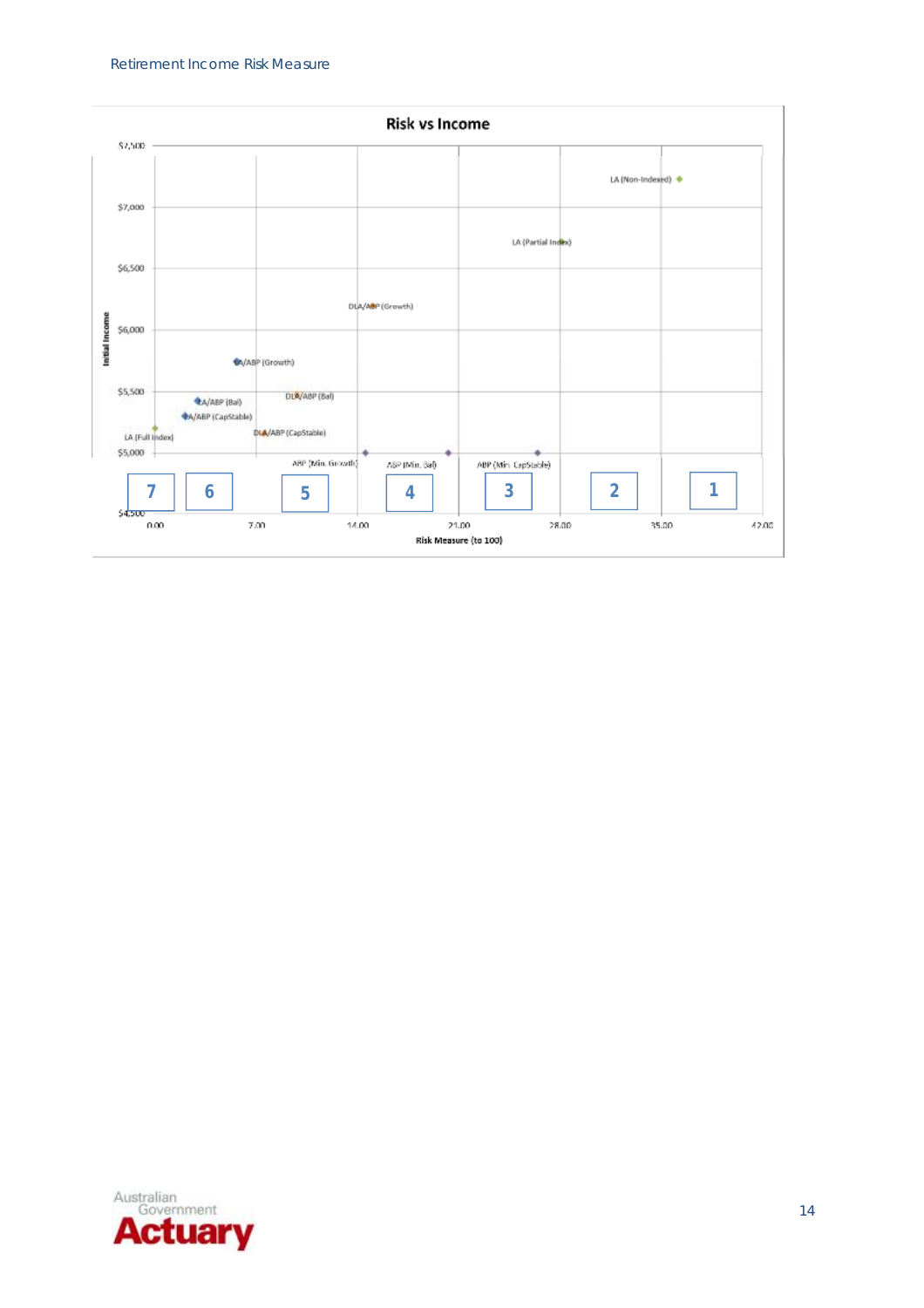**Risk vs Income**

Initial Income

| Label | Product |
| --- | --- |
| LA (Non-Indexed) | |
| LA (Partial Index) | |
| DLA/ABP (Growth) | |
| LA/ABP (Growth) | |
| LA/ABP (Bal) | |
| DLA/ABP (Bal) | |
| LA/ABP (CapStable) | |
| DLA/ABP (CapStable) | |
| LA (Full Index) | |
| ABP (Min. Growth) | |
| ABP (Min. Bal) | |
| ABP (Min. CapStable) | |

Y-axis: $4,500 – $7,500 (Initial Income)

X-axis: 0.00, 7.00, 14.00, 21.00, 28.00, 35.00, 42.00 — Risk Measure (to 100)

Bands: 7, 6, 5, 4, 3, 2, 1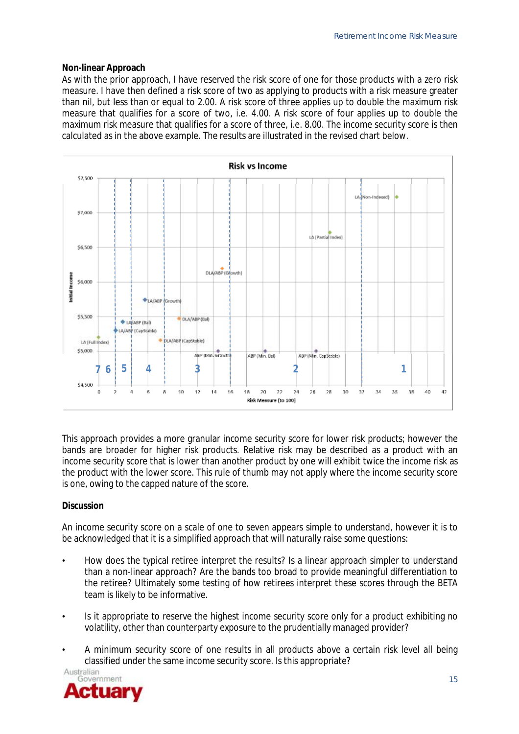**Non-linear Approach**

As with the prior approach, I have reserved the risk score of one for those products with a zero risk measure. I have then defined a risk score of two as applying to products with a risk measure greater than nil, but less than or equal to 2.00. A risk score of three applies up to double the maximum risk measure that qualifies for a score of two, i.e. 4.00. A risk score of four applies up to double the maximum risk measure that qualifies for a score of three, i.e. 8.00. The income security score is then calculated as in the above example. The results are illustrated in the revised chart below.

This approach provides a more granular income security score for lower risk products; however the bands are broader for higher risk products. Relative risk may be described as a product with an income security score that is lower than another product by one will exhibit twice the income risk as the product with the lower score. This rule of thumb may not apply where the income security score is one, owing to the capped nature of the score.

**Discussion**

An income security score on a scale of one to seven appears simple to understand, however it is to be acknowledged that it is a simplified approach that will naturally raise some questions:

- How does the typical retiree interpret the results? Is a linear approach simpler to understand than a non-linear approach? Are the bands too broad to provide meaningful differentiation to the retiree? Ultimately some testing of how retirees interpret these scores through the BETA team is likely to be informative.
- Is it appropriate to reserve the highest income security score only for a product exhibiting no volatility, other than counterparty exposure to the prudentially managed provider?
- A minimum security score of one results in all products above a certain risk level all being classified under the same income security score. Is this appropriate?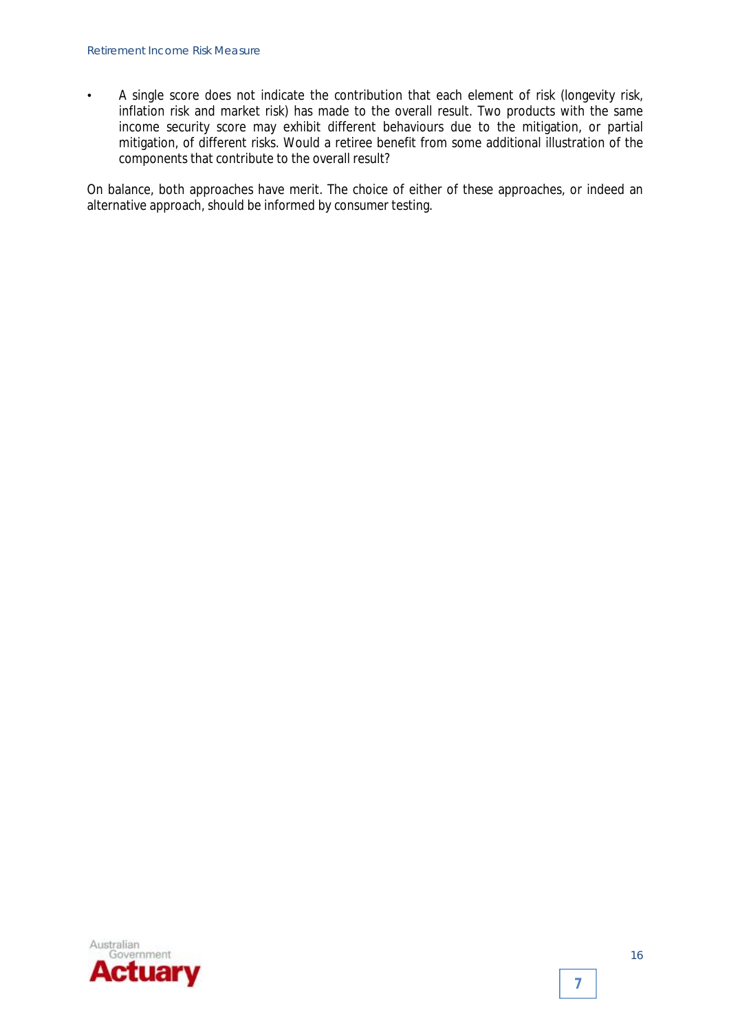- A single score does not indicate the contribution that each element of risk (longevity risk, inflation risk and market risk) has made to the overall result. Two products with the same income security score may exhibit different behaviours due to the mitigation, or partial mitigation, of different risks. Would a retiree benefit from some additional illustration of the components that contribute to the overall result?

On balance, both approaches have merit. The choice of either of these approaches, or indeed an alternative approach, should be informed by consumer testing.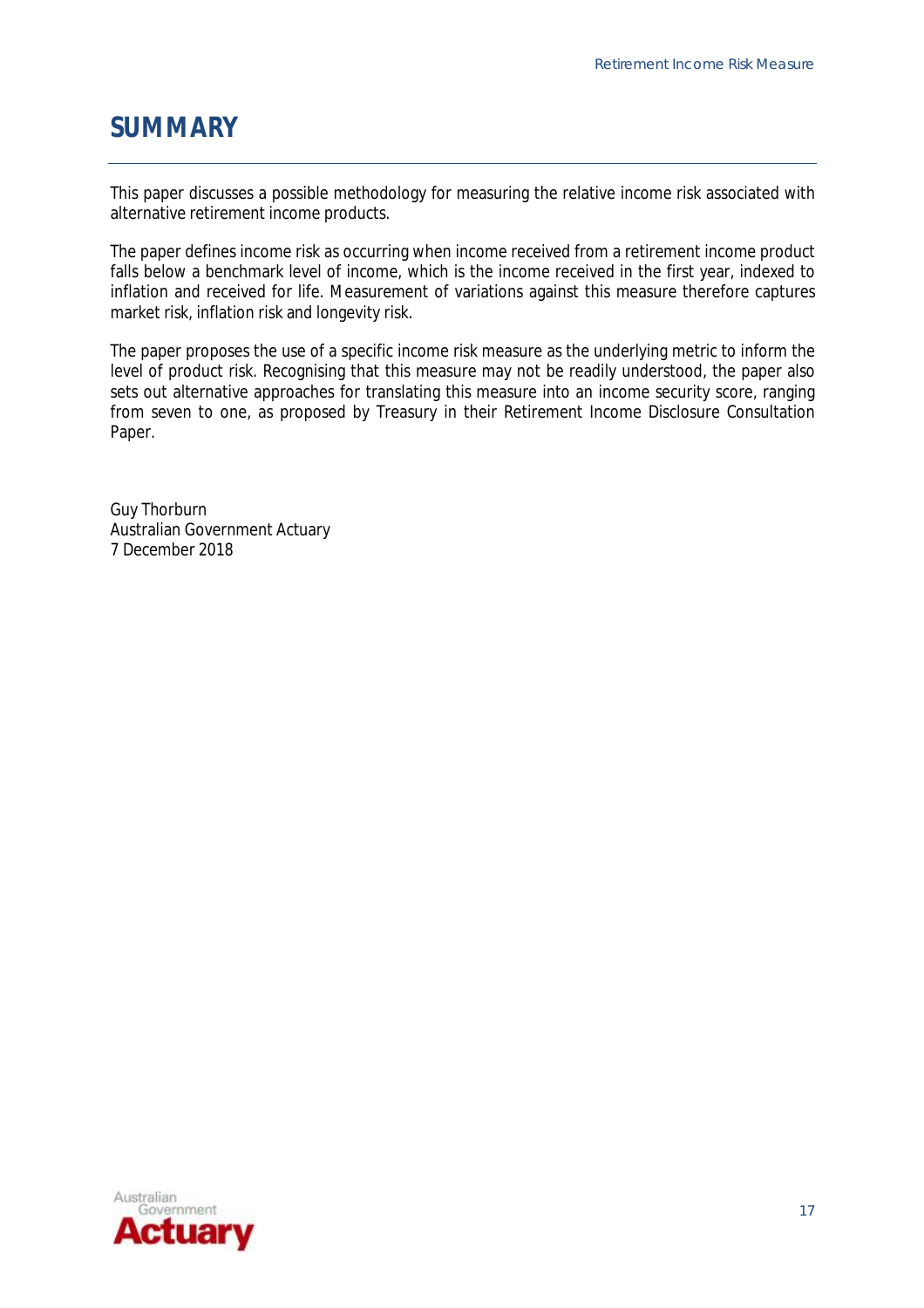# SUMMARY

This paper discusses a possible methodology for measuring the relative income risk associated with alternative retirement income products.

The paper defines income risk as occurring when income received from a retirement income product falls below a benchmark level of income, which is the income received in the first year, indexed to inflation and received for life. Measurement of variations against this measure therefore captures market risk, inflation risk and longevity risk.

The paper proposes the use of a specific income risk measure as the underlying metric to inform the level of product risk. Recognising that this measure may not be readily understood, the paper also sets out alternative approaches for translating this measure into an income security score, ranging from seven to one, as proposed by Treasury in their Retirement Income Disclosure Consultation Paper.

Guy Thorburn
Australian Government Actuary
7 December 2018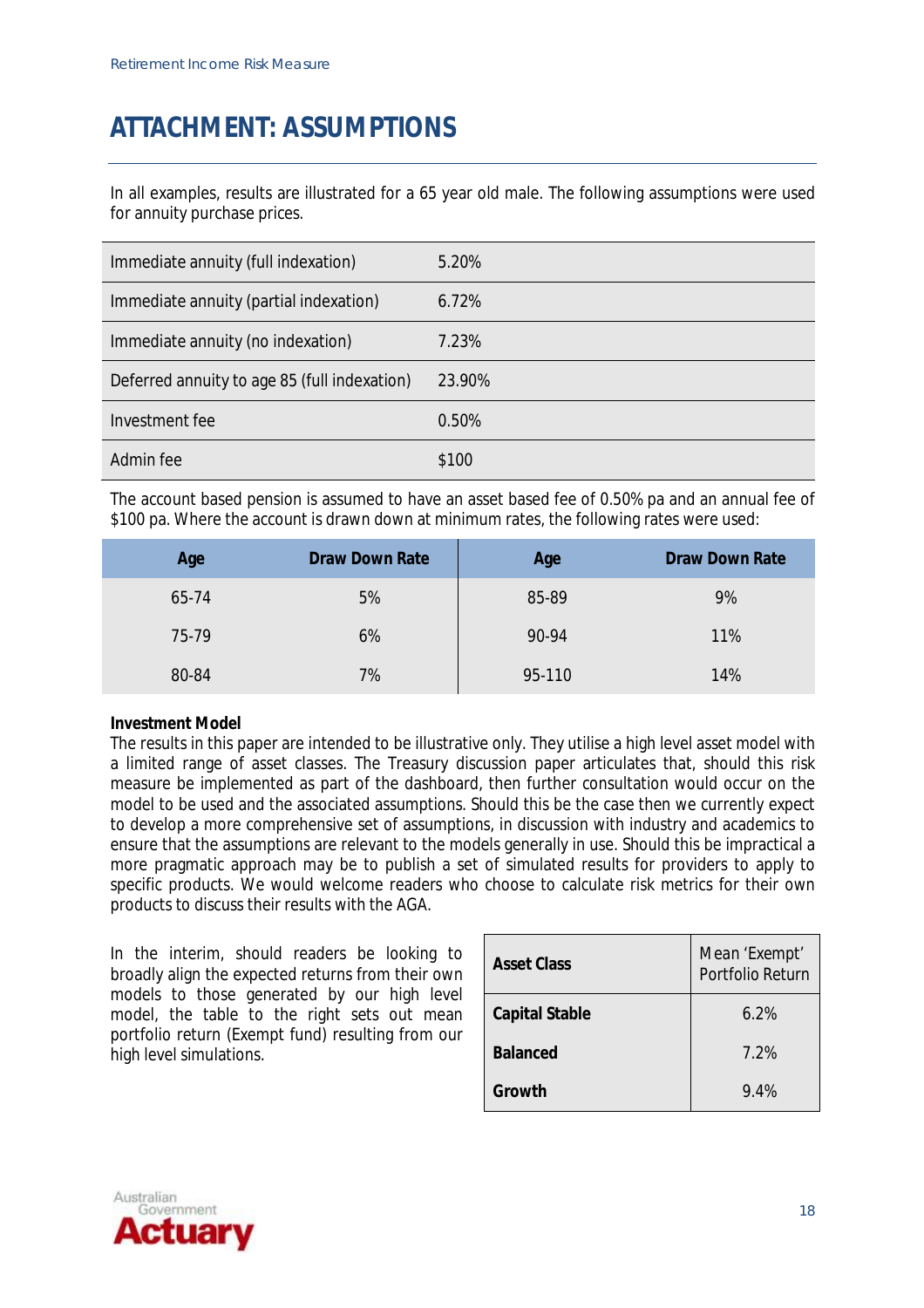# ATTACHMENT: ASSUMPTIONS

In all examples, results are illustrated for a 65 year old male. The following assumptions were used for annuity purchase prices.

| | |
|---|---|
| Immediate annuity (full indexation) | 5.20% |
| Immediate annuity (partial indexation) | 6.72% |
| Immediate annuity (no indexation) | 7.23% |
| Deferred annuity to age 85 (full indexation) | 23.90% |
| Investment fee | 0.50% |
| Admin fee | $100 |

The account based pension is assumed to have an asset based fee of 0.50% pa and an annual fee of $100 pa. Where the account is drawn down at minimum rates, the following rates were used:

| Age | Draw Down Rate | Age | Draw Down Rate |
|---|---|---|---|
| 65-74 | 5% | 85-89 | 9% |
| 75-79 | 6% | 90-94 | 11% |
| 80-84 | 7% | 95-110 | 14% |

**Investment Model**

The results in this paper are intended to be illustrative only. They utilise a high level asset model with a limited range of asset classes. The Treasury discussion paper articulates that, should this risk measure be implemented as part of the dashboard, then further consultation would occur on the model to be used and the associated assumptions. Should this be the case then we currently expect to develop a more comprehensive set of assumptions, in discussion with industry and academics to ensure that the assumptions are relevant to the models generally in use. Should this be impractical a more pragmatic approach may be to publish a set of simulated results for providers to apply to specific products. We would welcome readers who choose to calculate risk metrics for their own products to discuss their results with the AGA.

In the interim, should readers be looking to broadly align the expected returns from their own models to those generated by our high level model, the table to the right sets out mean portfolio return (Exempt fund) resulting from our high level simulations.

| Asset Class | Mean 'Exempt' Portfolio Return |
|---|---|
| **Capital Stable** | 6.2% |
| **Balanced** | 7.2% |
| **Growth** | 9.4% |